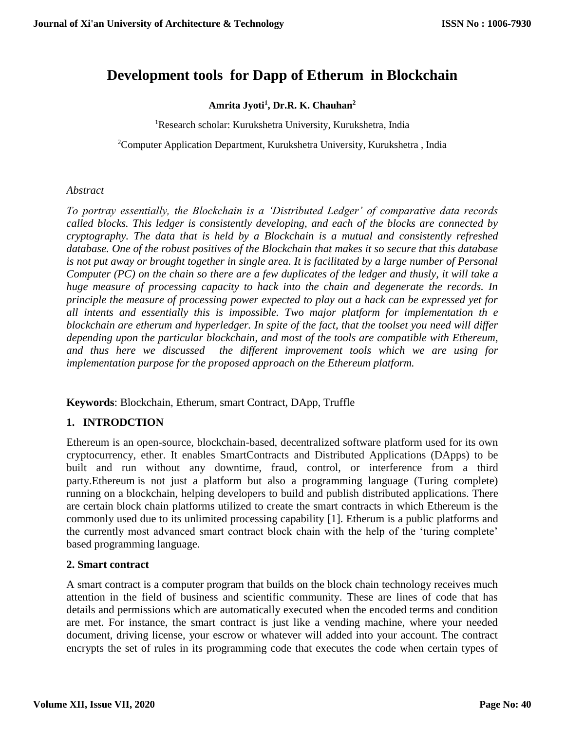# Development tools for Dapp of Etherum in Blockchain

**Amrita Jyoti[1], Dr.R. K. Chauhan[2]**

[1]Research scholar: Kurukshetra University, Kurukshetra, India

[2]Computer Application Department, Kurukshetra University, Kurukshetra , India

*Abstract*

*To portray essentially, the Blockchain is a 'Distributed Ledger' of comparative data records called blocks. This ledger is consistently developing, and each of the blocks are connected by cryptography. The data that is held by a Blockchain is a mutual and consistently refreshed database. One of the robust positives of the Blockchain that makes it so secure that this database is not put away or brought together in single area. It is facilitated by a large number of Personal Computer (PC) on the chain so there are a few duplicates of the ledger and thusly, it will take a huge measure of processing capacity to hack into the chain and degenerate the records. In principle the measure of processing power expected to play out a hack can be expressed yet for all intents and essentially this is impossible. Two major platform for implementation th e blockchain are etherum and hyperledger. In spite of the fact, that the toolset you need will differ depending upon the particular blockchain, and most of the tools are compatible with Ethereum, and thus here we discussed the different improvement tools which we are using for implementation purpose for the proposed approach on the Ethereum platform.*

**Keywords**: Blockchain, Etherum, smart Contract, DApp, Truffle

## 1. INTRODCTION

Ethereum is an open-source, blockchain-based, decentralized software platform used for its own cryptocurrency, ether. It enables SmartContracts and Distributed Applications (DApps) to be built and run without any downtime, fraud, control, or interference from a third party.Ethereum is not just a platform but also a programming language (Turing complete) running on a blockchain, helping developers to build and publish distributed applications. There are certain block chain platforms utilized to create the smart contracts in which Ethereum is the commonly used due to its unlimited processing capability [1]. Etherum is a public platforms and the currently most advanced smart contract block chain with the help of the 'turing complete' based programming language.

## 2. Smart contract

A smart contract is a computer program that builds on the block chain technology receives much attention in the field of business and scientific community. These are lines of code that has details and permissions which are automatically executed when the encoded terms and condition are met. For instance, the smart contract is just like a vending machine, where your needed document, driving license, your escrow or whatever will added into your account. The contract encrypts the set of rules in its programming code that executes the code when certain types of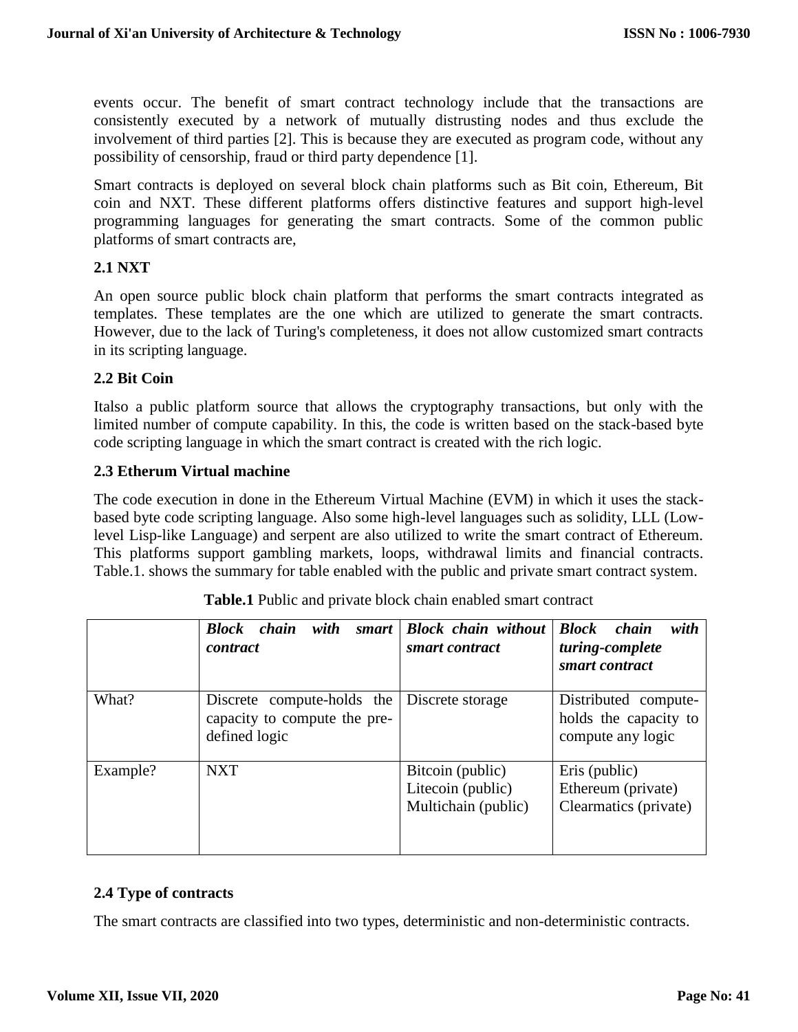events occur. The benefit of smart contract technology include that the transactions are consistently executed by a network of mutually distrusting nodes and thus exclude the involvement of third parties [2]. This is because they are executed as program code, without any possibility of censorship, fraud or third party dependence [1].

Smart contracts is deployed on several block chain platforms such as Bit coin, Ethereum, Bit coin and NXT. These different platforms offers distinctive features and support high-level programming languages for generating the smart contracts. Some of the common public platforms of smart contracts are,

### 2.1 NXT

An open source public block chain platform that performs the smart contracts integrated as templates. These templates are the one which are utilized to generate the smart contracts. However, due to the lack of Turing's completeness, it does not allow customized smart contracts in its scripting language.

### 2.2 Bit Coin

Italso a public platform source that allows the cryptography transactions, but only with the limited number of compute capability. In this, the code is written based on the stack-based byte code scripting language in which the smart contract is created with the rich logic.

### 2.3 Etherum Virtual machine

The code execution in done in the Ethereum Virtual Machine (EVM) in which it uses the stack-based byte code scripting language. Also some high-level languages such as solidity, LLL (Low-level Lisp-like Language) and serpent are also utilized to write the smart contract of Ethereum. This platforms support gambling markets, loops, withdrawal limits and financial contracts. Table.1. shows the summary for table enabled with the public and private smart contract system.

**Table.1** Public and private block chain enabled smart contract

| | ***Block chain with smart contract*** | ***Block chain without smart contract*** | ***Block chain with turing-complete smart contract*** |
|---|---|---|---|
| What? | Discrete compute-holds the capacity to compute the pre-defined logic | Discrete storage | Distributed compute-holds the capacity to compute any logic |
| Example? | NXT | Bitcoin (public)<br>Litecoin (public)<br>Multichain (public) | Eris (public)<br>Ethereum (private)<br>Clearmatics (private) |

### 2.4 Type of contracts

The smart contracts are classified into two types, deterministic and non-deterministic contracts.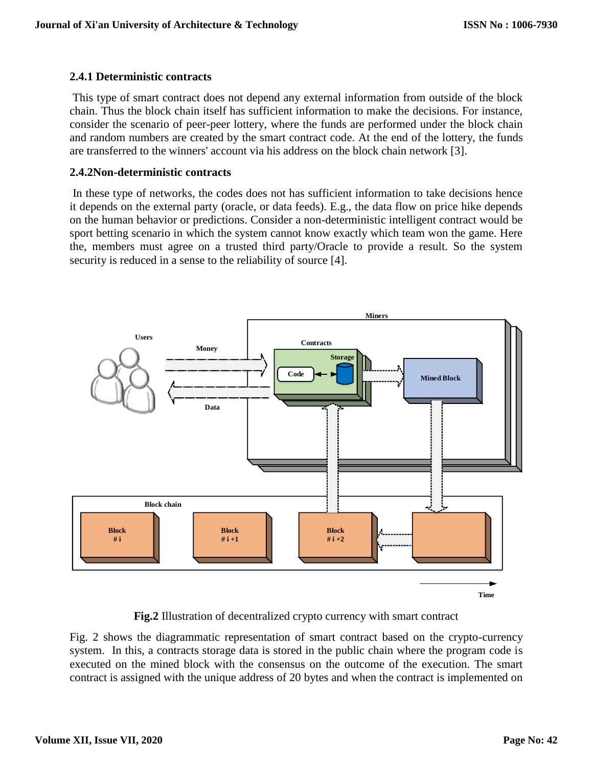### 2.4.1 Deterministic contracts

This type of smart contract does not depend any external information from outside of the block chain. Thus the block chain itself has sufficient information to make the decisions. For instance, consider the scenario of peer-peer lottery, where the funds are performed under the block chain and random numbers are created by the smart contract code. At the end of the lottery, the funds are transferred to the winners' account via his address on the block chain network [3].

### 2.4.2Non-deterministic contracts

In these type of networks, the codes does not has sufficient information to take decisions hence it depends on the external party (oracle, or data feeds). E.g., the data flow on price hike depends on the human behavior or predictions. Consider a non-deterministic intelligent contract would be sport betting scenario in which the system cannot know exactly which team won the game. Here the, members must agree on a trusted third party/Oracle to provide a result. So the system security is reduced in a sense to the reliability of source [4].

**Fig.2** Illustration of decentralized crypto currency with smart contract

Fig. 2 shows the diagrammatic representation of smart contract based on the crypto-currency system. In this, a contracts storage data is stored in the public chain where the program code is executed on the mined block with the consensus on the outcome of the execution. The smart contract is assigned with the unique address of 20 bytes and when the contract is implemented on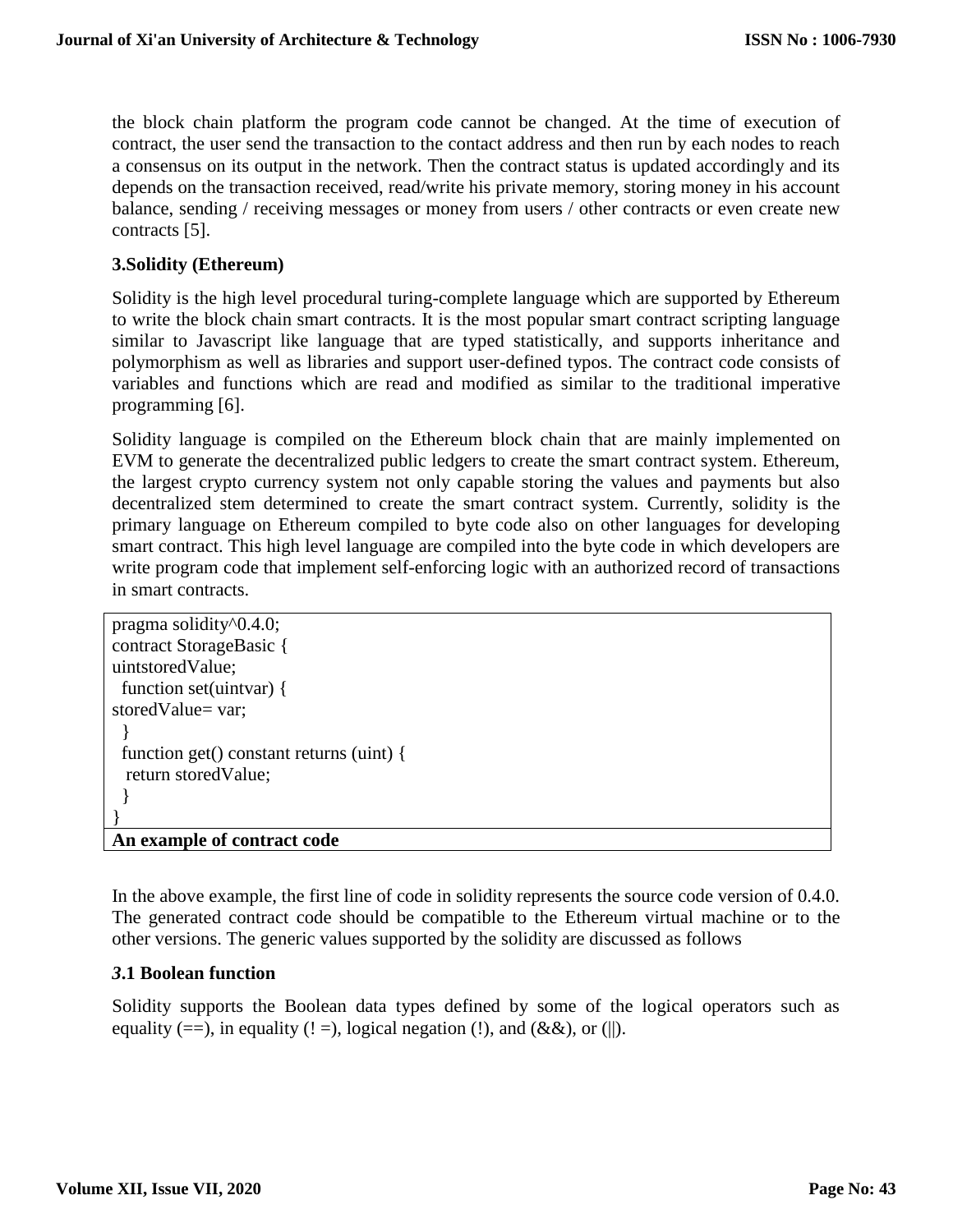the block chain platform the program code cannot be changed. At the time of execution of contract, the user send the transaction to the contact address and then run by each nodes to reach a consensus on its output in the network. Then the contract status is updated accordingly and its depends on the transaction received, read/write his private memory, storing money in his account balance, sending / receiving messages or money from users / other contracts or even create new contracts [5].

### 3.Solidity (Ethereum)

Solidity is the high level procedural turing-complete language which are supported by Ethereum to write the block chain smart contracts. It is the most popular smart contract scripting language similar to Javascript like language that are typed statistically, and supports inheritance and polymorphism as well as libraries and support user-defined typos. The contract code consists of variables and functions which are read and modified as similar to the traditional imperative programming [6].

Solidity language is compiled on the Ethereum block chain that are mainly implemented on EVM to generate the decentralized public ledgers to create the smart contract system. Ethereum, the largest crypto currency system not only capable storing the values and payments but also decentralized stem determined to create the smart contract system. Currently, solidity is the primary language on Ethereum compiled to byte code also on other languages for developing smart contract. This high level language are compiled into the byte code in which developers are write program code that implement self-enforcing logic with an authorized record of transactions in smart contracts.

```
pragma solidity^0.4.0;
contract StorageBasic {
uintstoredValue;
  function set(uintvar) {
storedValue= var;
  }
  function get() constant returns (uint) {
   return storedValue;
  }
}
```

**An example of contract code**

In the above example, the first line of code in solidity represents the source code version of 0.4.0. The generated contract code should be compatible to the Ethereum virtual machine or to the other versions. The generic values supported by the solidity are discussed as follows

### 3.1 Boolean function

Solidity supports the Boolean data types defined by some of the logical operators such as equality (==), in equality (! =), logical negation (!), and (&&), or (||).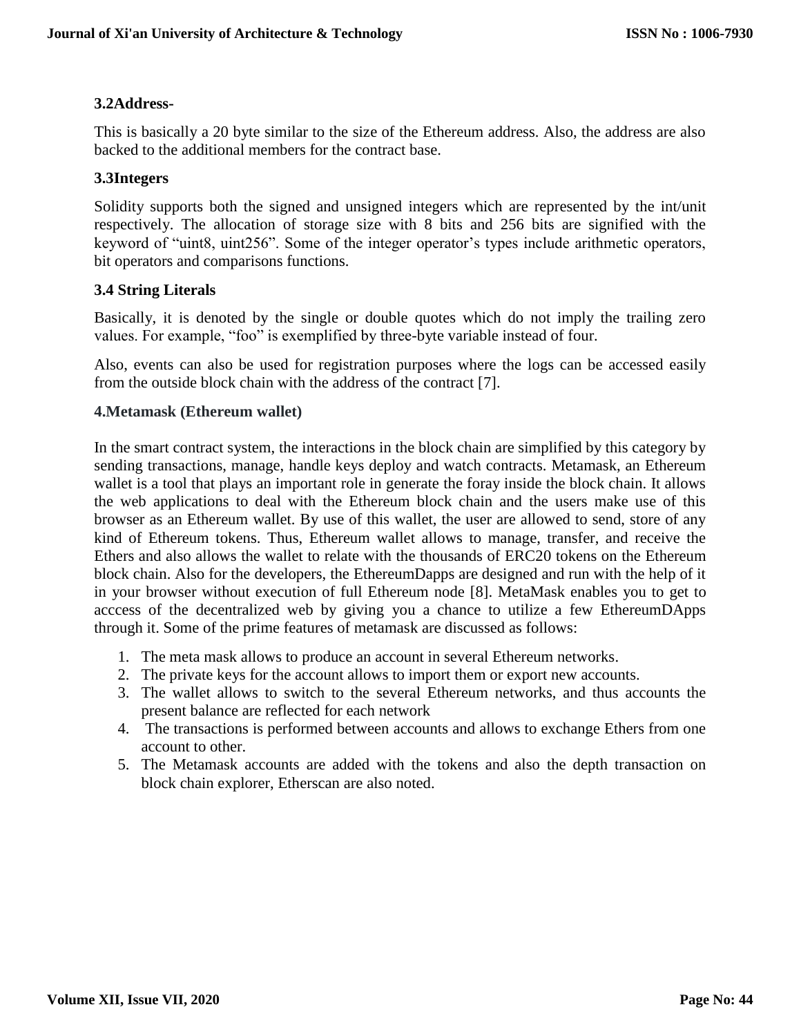### 3.2Address-

This is basically a 20 byte similar to the size of the Ethereum address. Also, the address are also backed to the additional members for the contract base.

### 3.3Integers

Solidity supports both the signed and unsigned integers which are represented by the int/unit respectively. The allocation of storage size with 8 bits and 256 bits are signified with the keyword of "uint8, uint256". Some of the integer operator's types include arithmetic operators, bit operators and comparisons functions.

### 3.4 String Literals

Basically, it is denoted by the single or double quotes which do not imply the trailing zero values. For example, "foo" is exemplified by three-byte variable instead of four.

Also, events can also be used for registration purposes where the logs can be accessed easily from the outside block chain with the address of the contract [7].

## 4.Metamask (Ethereum wallet)

In the smart contract system, the interactions in the block chain are simplified by this category by sending transactions, manage, handle keys deploy and watch contracts. Metamask, an Ethereum wallet is a tool that plays an important role in generate the foray inside the block chain. It allows the web applications to deal with the Ethereum block chain and the users make use of this browser as an Ethereum wallet. By use of this wallet, the user are allowed to send, store of any kind of Ethereum tokens. Thus, Ethereum wallet allows to manage, transfer, and receive the Ethers and also allows the wallet to relate with the thousands of ERC20 tokens on the Ethereum block chain. Also for the developers, the EthereumDapps are designed and run with the help of it in your browser without execution of full Ethereum node [8]. MetaMask enables you to get to acccess of the decentralized web by giving you a chance to utilize a few EthereumDApps through it. Some of the prime features of metamask are discussed as follows:

1. The meta mask allows to produce an account in several Ethereum networks.
2. The private keys for the account allows to import them or export new accounts.
3. The wallet allows to switch to the several Ethereum networks, and thus accounts the present balance are reflected for each network
4. The transactions is performed between accounts and allows to exchange Ethers from one account to other.
5. The Metamask accounts are added with the tokens and also the depth transaction on block chain explorer, Etherscan are also noted.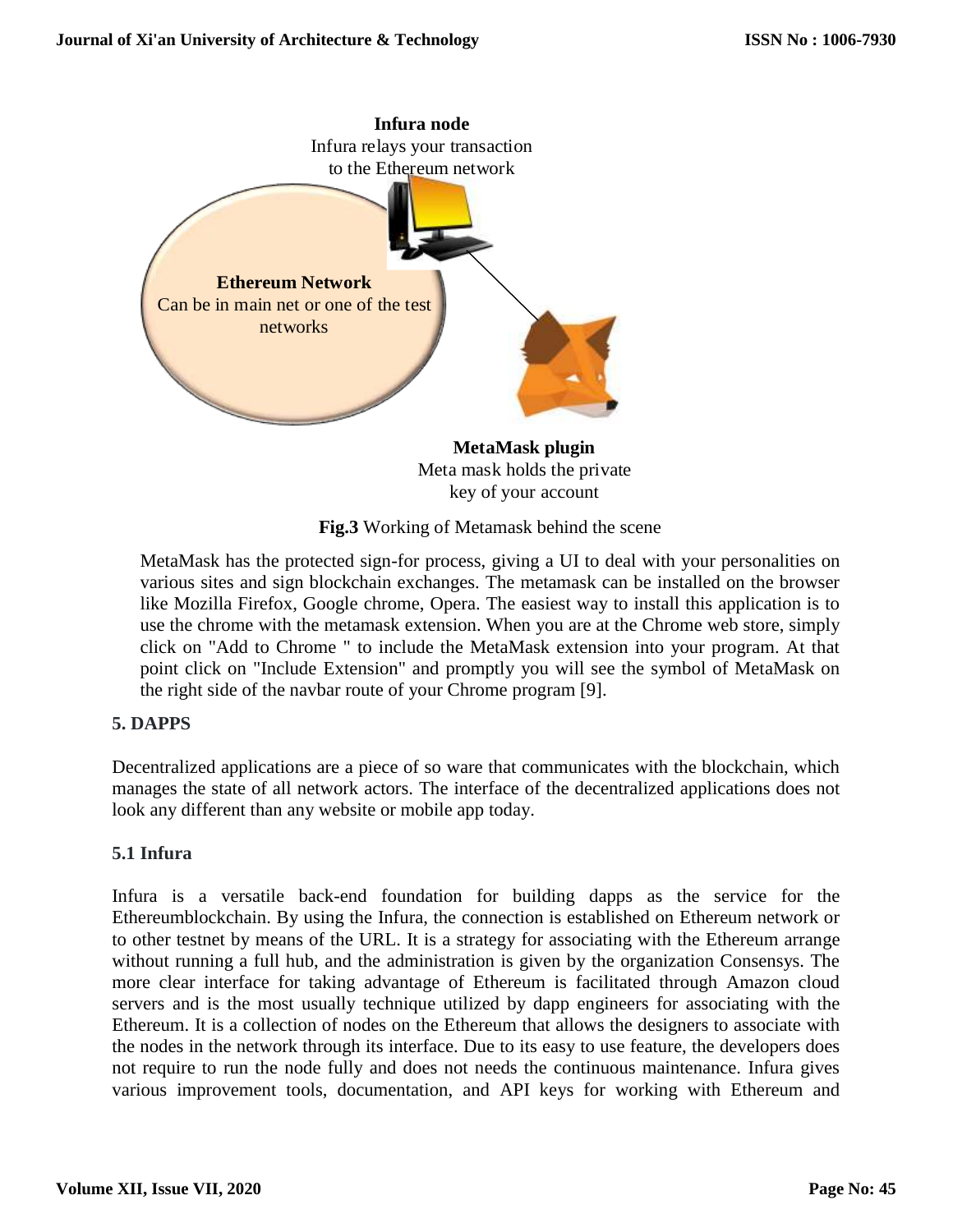**Infura node**
Infura relays your transaction to the Ethereum network

**Ethereum Network**
Can be in main net or one of the test networks

**MetaMask plugin**
Meta mask holds the private key of your account

**Fig.3** Working of Metamask behind the scene

MetaMask has the protected sign-for process, giving a UI to deal with your personalities on various sites and sign blockchain exchanges. The metamask can be installed on the browser like Mozilla Firefox, Google chrome, Opera. The easiest way to install this application is to use the chrome with the metamask extension. When you are at the Chrome web store, simply click on "Add to Chrome " to include the MetaMask extension into your program. At that point click on "Include Extension" and promptly you will see the symbol of MetaMask on the right side of the navbar route of your Chrome program [9].

## 5. DAPPS

Decentralized applications are a piece of so ware that communicates with the blockchain, which manages the state of all network actors. The interface of the decentralized applications does not look any different than any website or mobile app today.

### 5.1 Infura

Infura is a versatile back-end foundation for building dapps as the service for the Ethereumblockchain. By using the Infura, the connection is established on Ethereum network or to other testnet by means of the URL. It is a strategy for associating with the Ethereum arrange without running a full hub, and the administration is given by the organization Consensys. The more clear interface for taking advantage of Ethereum is facilitated through Amazon cloud servers and is the most usually technique utilized by dapp engineers for associating with the Ethereum. It is a collection of nodes on the Ethereum that allows the designers to associate with the nodes in the network through its interface. Due to its easy to use feature, the developers does not require to run the node fully and does not needs the continuous maintenance. Infura gives various improvement tools, documentation, and API keys for working with Ethereum and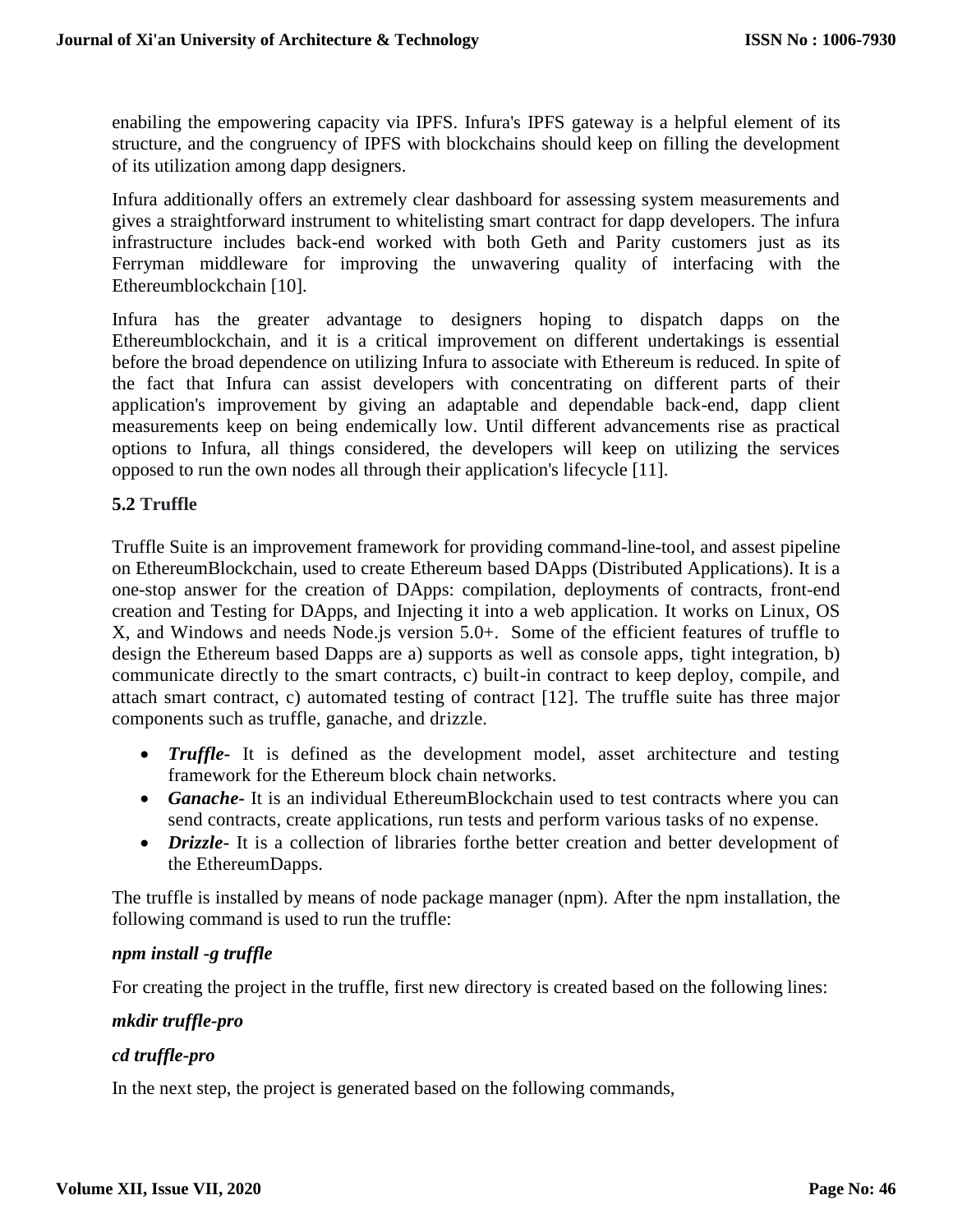enabiling the empowering capacity via IPFS. Infura's IPFS gateway is a helpful element of its structure, and the congruency of IPFS with blockchains should keep on filling the development of its utilization among dapp designers.

Infura additionally offers an extremely clear dashboard for assessing system measurements and gives a straightforward instrument to whitelisting smart contract for dapp developers. The infura infrastructure includes back-end worked with both Geth and Parity customers just as its Ferryman middleware for improving the unwavering quality of interfacing with the Ethereumblockchain [10].

Infura has the greater advantage to designers hoping to dispatch dapps on the Ethereumblockchain, and it is a critical improvement on different undertakings is essential before the broad dependence on utilizing Infura to associate with Ethereum is reduced. In spite of the fact that Infura can assist developers with concentrating on different parts of their application's improvement by giving an adaptable and dependable back-end, dapp client measurements keep on being endemically low. Until different advancements rise as practical options to Infura, all things considered, the developers will keep on utilizing the services opposed to run the own nodes all through their application's lifecycle [11].

### 5.2 Truffle

Truffle Suite is an improvement framework for providing command-line-tool, and assest pipeline on EthereumBlockchain, used to create Ethereum based DApps (Distributed Applications). It is a one-stop answer for the creation of DApps: compilation, deployments of contracts, front-end creation and Testing for DApps, and Injecting it into a web application. It works on Linux, OS X, and Windows and needs Node.js version 5.0+. Some of the efficient features of truffle to design the Ethereum based Dapps are a) supports as well as console apps, tight integration, b) communicate directly to the smart contracts, c) built-in contract to keep deploy, compile, and attach smart contract, c) automated testing of contract [12]. The truffle suite has three major components such as truffle, ganache, and drizzle.

- ***Truffle-*** It is defined as the development model, asset architecture and testing framework for the Ethereum block chain networks.
- ***Ganache-*** It is an individual EthereumBlockchain used to test contracts where you can send contracts, create applications, run tests and perform various tasks of no expense.
- ***Drizzle-*** It is a collection of libraries forthe better creation and better development of the EthereumDapps.

The truffle is installed by means of node package manager (npm). After the npm installation, the following command is used to run the truffle:

***npm install -g truffle***

For creating the project in the truffle, first new directory is created based on the following lines:

***mkdir truffle-pro***

***cd truffle-pro***

In the next step, the project is generated based on the following commands,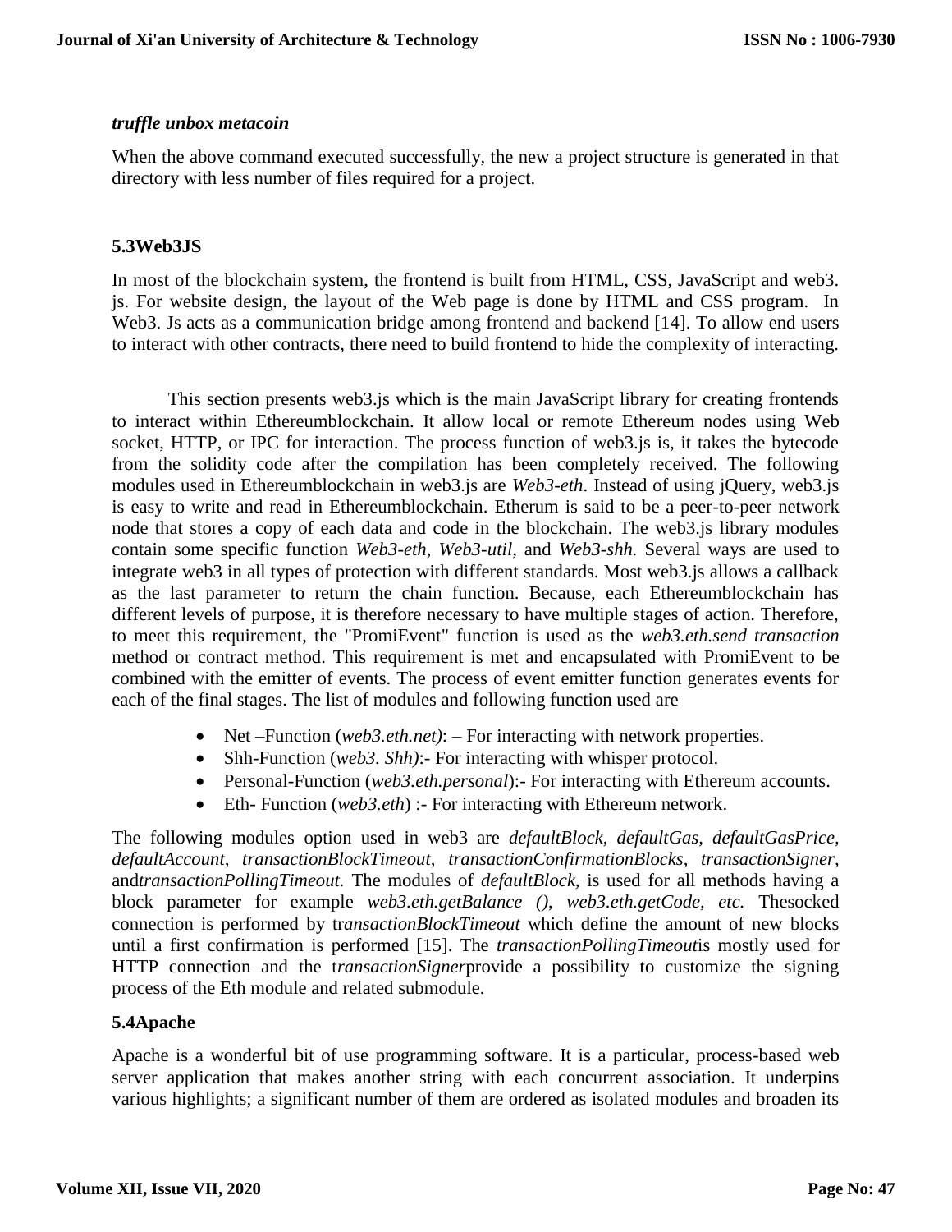*truffle unbox metacoin*

When the above command executed successfully, the new a project structure is generated in that directory with less number of files required for a project.

### 5.3Web3JS

In most of the blockchain system, the frontend is built from HTML, CSS, JavaScript and web3. js. For website design, the layout of the Web page is done by HTML and CSS program. In Web3. Js acts as a communication bridge among frontend and backend [14]. To allow end users to interact with other contracts, there need to build frontend to hide the complexity of interacting.

This section presents web3.js which is the main JavaScript library for creating frontends to interact within Ethereumblockchain. It allow local or remote Ethereum nodes using Web socket, HTTP, or IPC for interaction. The process function of web3.js is, it takes the bytecode from the solidity code after the compilation has been completely received. The following modules used in Ethereumblockchain in web3.js are *Web3-eth*. Instead of using jQuery, web3.js is easy to write and read in Ethereumblockchain. Etherum is said to be a peer-to-peer network node that stores a copy of each data and code in the blockchain. The web3.js library modules contain some specific function *Web3-eth*, *Web3-util*, and *Web3-shh.* Several ways are used to integrate web3 in all types of protection with different standards. Most web3.js allows a callback as the last parameter to return the chain function. Because, each Ethereumblockchain has different levels of purpose, it is therefore necessary to have multiple stages of action. Therefore, to meet this requirement, the "PromiEvent" function is used as the *web3.eth.send transaction* method or contract method. This requirement is met and encapsulated with PromiEvent to be combined with the emitter of events. The process of event emitter function generates events for each of the final stages. The list of modules and following function used are

- Net –Function (*web3.eth.net)*: – For interacting with network properties.
- Shh-Function (*web3. Shh)*:- For interacting with whisper protocol.
- Personal-Function (*web3.eth.personal*):- For interacting with Ethereum accounts.
- Eth- Function (*web3.eth*) :- For interacting with Ethereum network.

The following modules option used in web3 are *defaultBlock, defaultGas, defaultGasPrice, defaultAccount, transactionBlockTimeout, transactionConfirmationBlocks, transactionSigner,* and*transactionPollingTimeout.* The modules of *defaultBlock,* is used for all methods having a block parameter for example *web3.eth.getBalance (), web3.eth.getCode, etc.* Thesocked connection is performed by tr*ansactionBlockTimeout* which define the amount of new blocks until a first confirmation is performed [15]. The *transactionPollingTimeout*is mostly used for HTTP connection and the t*ransactionSigner*provide a possibility to customize the signing process of the Eth module and related submodule.

### 5.4Apache

Apache is a wonderful bit of use programming software. It is a particular, process-based web server application that makes another string with each concurrent association. It underpins various highlights; a significant number of them are ordered as isolated modules and broaden its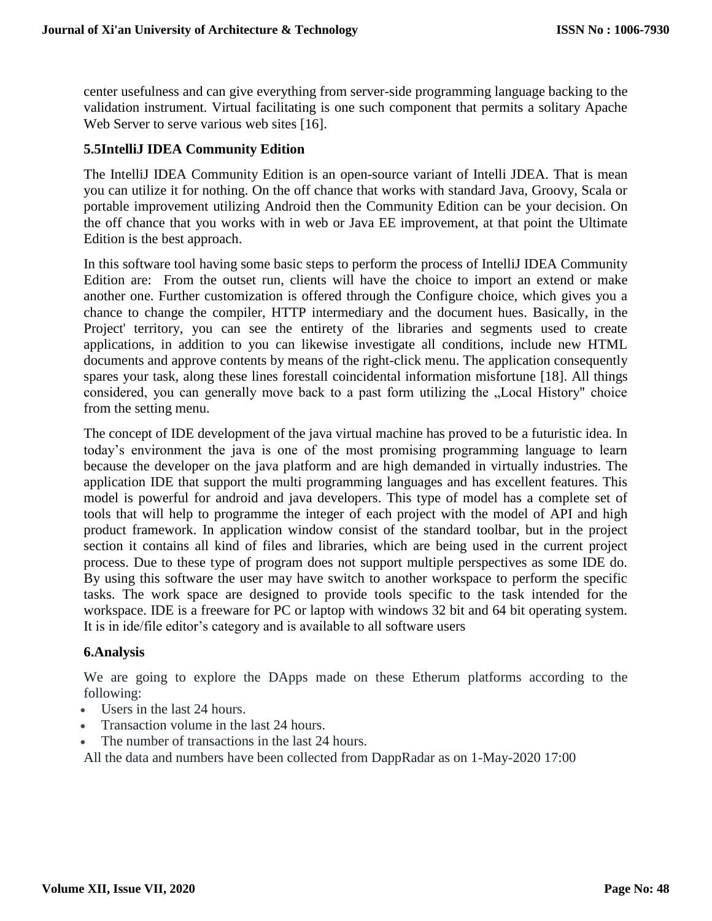center usefulness and can give everything from server-side programming language backing to the validation instrument. Virtual facilitating is one such component that permits a solitary Apache Web Server to serve various web sites [16].

### 5.5IntelliJ IDEA Community Edition

The IntelliJ IDEA Community Edition is an open-source variant of Intelli JDEA. That is mean you can utilize it for nothing. On the off chance that works with standard Java, Groovy, Scala or portable improvement utilizing Android then the Community Edition can be your decision. On the off chance that you works with in web or Java EE improvement, at that point the Ultimate Edition is the best approach.

In this software tool having some basic steps to perform the process of IntelliJ IDEA Community Edition are: From the outset run, clients will have the choice to import an extend or make another one. Further customization is offered through the Configure choice, which gives you a chance to change the compiler, HTTP intermediary and the document hues. Basically, in the Project' territory, you can see the entirety of the libraries and segments used to create applications, in addition to you can likewise investigate all conditions, include new HTML documents and approve contents by means of the right-click menu. The application consequently spares your task, along these lines forestall coincidental information misfortune [18]. All things considered, you can generally move back to a past form utilizing the „Local History" choice from the setting menu.

The concept of IDE development of the java virtual machine has proved to be a futuristic idea. In today's environment the java is one of the most promising programming language to learn because the developer on the java platform and are high demanded in virtually industries. The application IDE that support the multi programming languages and has excellent features. This model is powerful for android and java developers. This type of model has a complete set of tools that will help to programme the integer of each project with the model of API and high product framework. In application window consist of the standard toolbar, but in the project section it contains all kind of files and libraries, which are being used in the current project process. Due to these type of program does not support multiple perspectives as some IDE do. By using this software the user may have switch to another workspace to perform the specific tasks. The work space are designed to provide tools specific to the task intended for the workspace. IDE is a freeware for PC or laptop with windows 32 bit and 64 bit operating system. It is in ide/file editor's category and is available to all software users

## 6.Analysis

We are going to explore the DApps made on these Etherum platforms according to the following:

- Users in the last 24 hours.
- Transaction volume in the last 24 hours.
- The number of transactions in the last 24 hours.

All the data and numbers have been collected from DappRadar as on 1-May-2020 17:00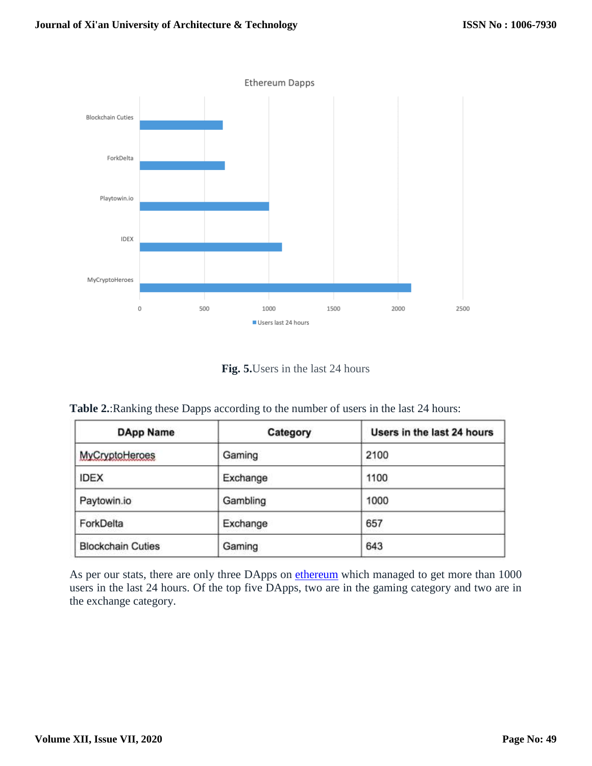**Fig. 5.**Users in the last 24 hours

**Table 2.**:Ranking these Dapps according to the number of users in the last 24 hours:

| DApp Name | Category | Users in the last 24 hours |
|---|---|---|
| MyCryptoHeroes | Gaming | 2100 |
| IDEX | Exchange | 1100 |
| Paytowin.io | Gambling | 1000 |
| ForkDelta | Exchange | 657 |
| Blockchain Cuties | Gaming | 643 |

As per our stats, there are only three DApps on ethereum which managed to get more than 1000 users in the last 24 hours. Of the top five DApps, two are in the gaming category and two are in the exchange category.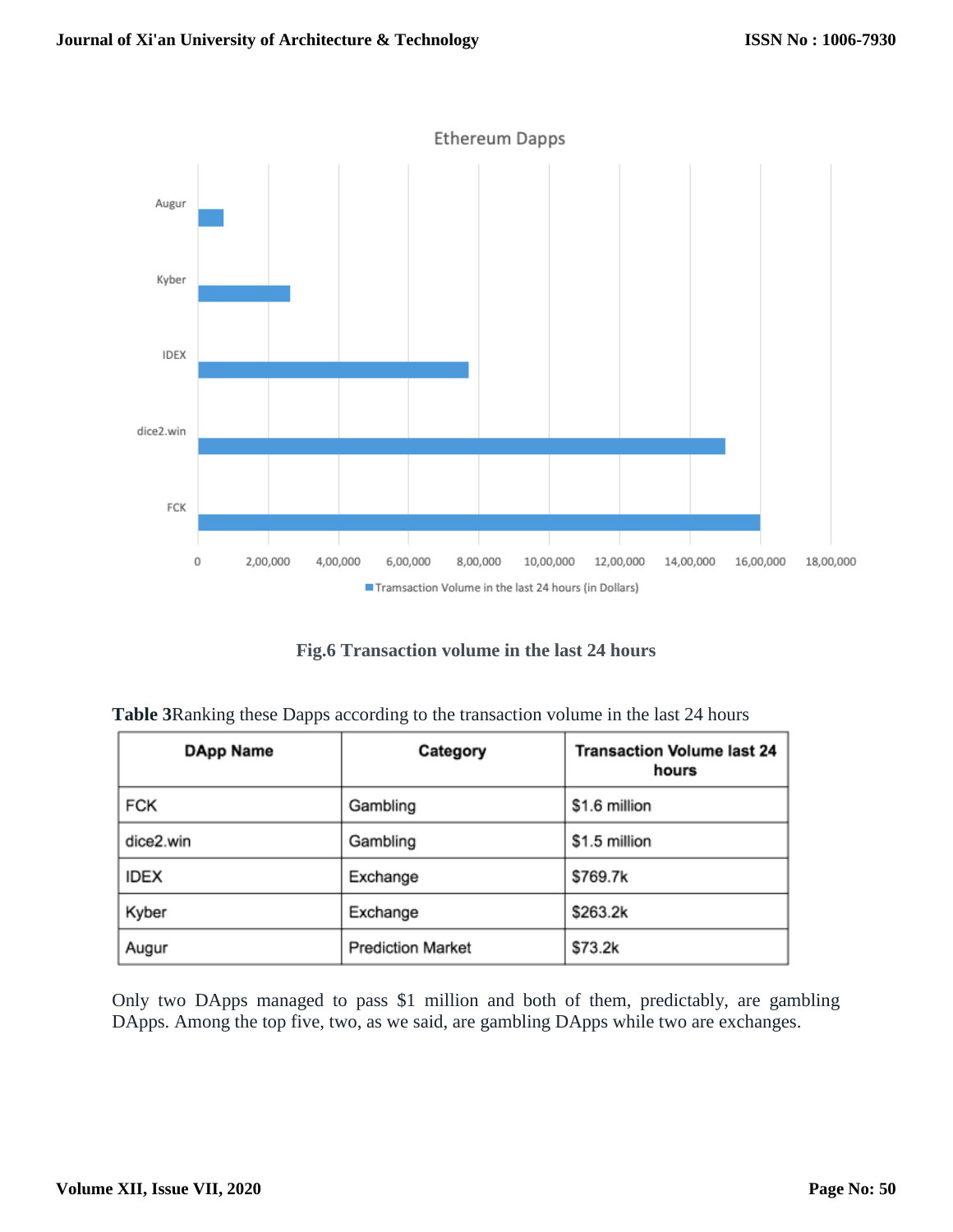Fig.6 Transaction volume in the last 24 hours

**Table 3**Ranking these Dapps according to the transaction volume in the last 24 hours

| DApp Name | Category | Transaction Volume last 24 hours |
|---|---|---|
| FCK | Gambling | $1.6 million |
| dice2.win | Gambling | $1.5 million |
| IDEX | Exchange | $769.7k |
| Kyber | Exchange | $263.2k |
| Augur | Prediction Market | $73.2k |

Only two DApps managed to pass $1 million and both of them, predictably, are gambling DApps. Among the top five, two, as we said, are gambling DApps while two are exchanges.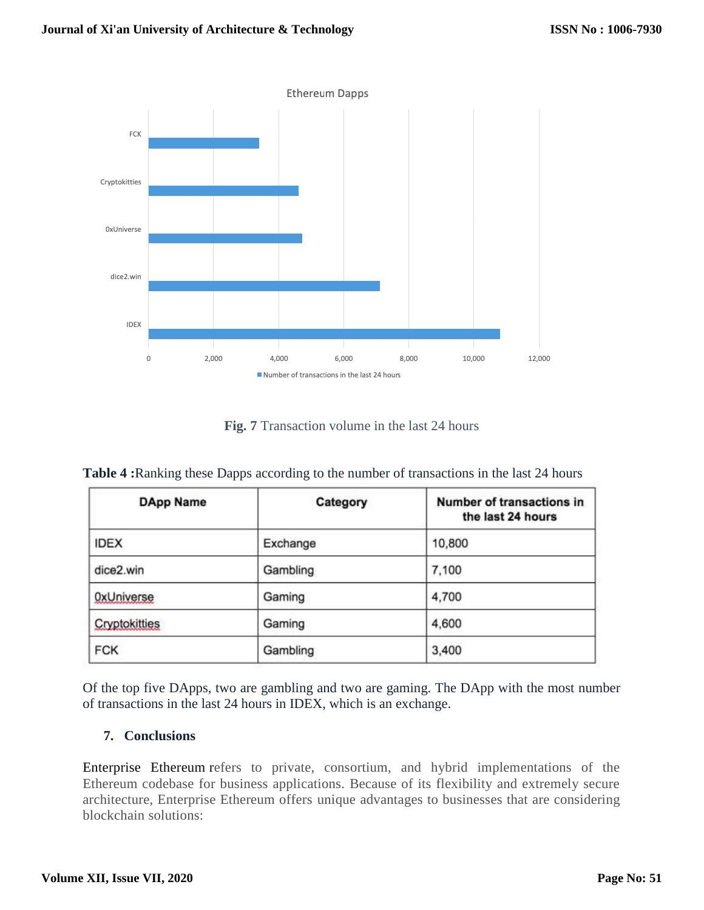Fig. 7 Transaction volume in the last 24 hours

**Table 4 :** Ranking these Dapps according to the number of transactions in the last 24 hours

| DApp Name | Category | Number of transactions in the last 24 hours |
|---|---|---|
| IDEX | Exchange | 10,800 |
| dice2.win | Gambling | 7,100 |
| 0xUniverse | Gaming | 4,700 |
| Cryptokitties | Gaming | 4,600 |
| FCK | Gambling | 3,400 |

Of the top five DApps, two are gambling and two are gaming. The DApp with the most number of transactions in the last 24 hours in IDEX, which is an exchange.

## 7. Conclusions

Enterprise Ethereum refers to private, consortium, and hybrid implementations of the Ethereum codebase for business applications. Because of its flexibility and extremely secure architecture, Enterprise Ethereum offers unique advantages to businesses that are considering blockchain solutions: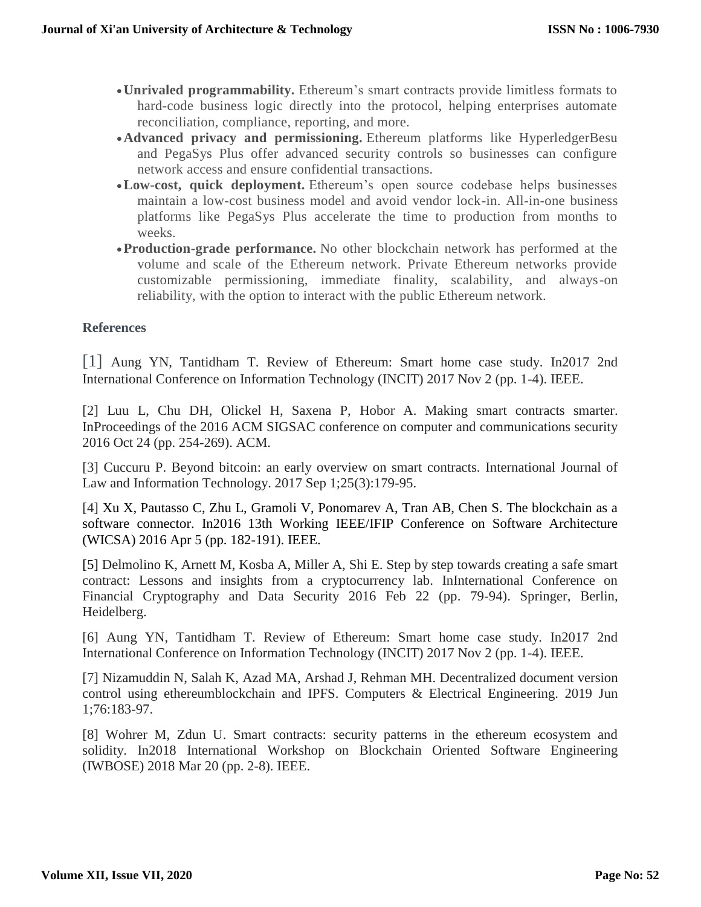- **Unrivaled programmability.** Ethereum's smart contracts provide limitless formats to hard-code business logic directly into the protocol, helping enterprises automate reconciliation, compliance, reporting, and more.
- **Advanced privacy and permissioning.** Ethereum platforms like HyperledgerBesu and PegaSys Plus offer advanced security controls so businesses can configure network access and ensure confidential transactions.
- **Low-cost, quick deployment.** Ethereum's open source codebase helps businesses maintain a low-cost business model and avoid vendor lock-in. All-in-one business platforms like PegaSys Plus accelerate the time to production from months to weeks.
- **Production-grade performance.** No other blockchain network has performed at the volume and scale of the Ethereum network. Private Ethereum networks provide customizable permissioning, immediate finality, scalability, and always-on reliability, with the option to interact with the public Ethereum network.

## References

[1] Aung YN, Tantidham T. Review of Ethereum: Smart home case study. In2017 2nd International Conference on Information Technology (INCIT) 2017 Nov 2 (pp. 1-4). IEEE.

[2] Luu L, Chu DH, Olickel H, Saxena P, Hobor A. Making smart contracts smarter. InProceedings of the 2016 ACM SIGSAC conference on computer and communications security 2016 Oct 24 (pp. 254-269). ACM.

[3] Cuccuru P. Beyond bitcoin: an early overview on smart contracts. International Journal of Law and Information Technology. 2017 Sep 1;25(3):179-95.

[4] Xu X, Pautasso C, Zhu L, Gramoli V, Ponomarev A, Tran AB, Chen S. The blockchain as a software connector. In2016 13th Working IEEE/IFIP Conference on Software Architecture (WICSA) 2016 Apr 5 (pp. 182-191). IEEE.

[5] Delmolino K, Arnett M, Kosba A, Miller A, Shi E. Step by step towards creating a safe smart contract: Lessons and insights from a cryptocurrency lab. InInternational Conference on Financial Cryptography and Data Security 2016 Feb 22 (pp. 79-94). Springer, Berlin, Heidelberg.

[6] Aung YN, Tantidham T. Review of Ethereum: Smart home case study. In2017 2nd International Conference on Information Technology (INCIT) 2017 Nov 2 (pp. 1-4). IEEE.

[7] Nizamuddin N, Salah K, Azad MA, Arshad J, Rehman MH. Decentralized document version control using ethereumblockchain and IPFS. Computers & Electrical Engineering. 2019 Jun 1;76:183-97.

[8] Wohrer M, Zdun U. Smart contracts: security patterns in the ethereum ecosystem and solidity. In2018 International Workshop on Blockchain Oriented Software Engineering (IWBOSE) 2018 Mar 20 (pp. 2-8). IEEE.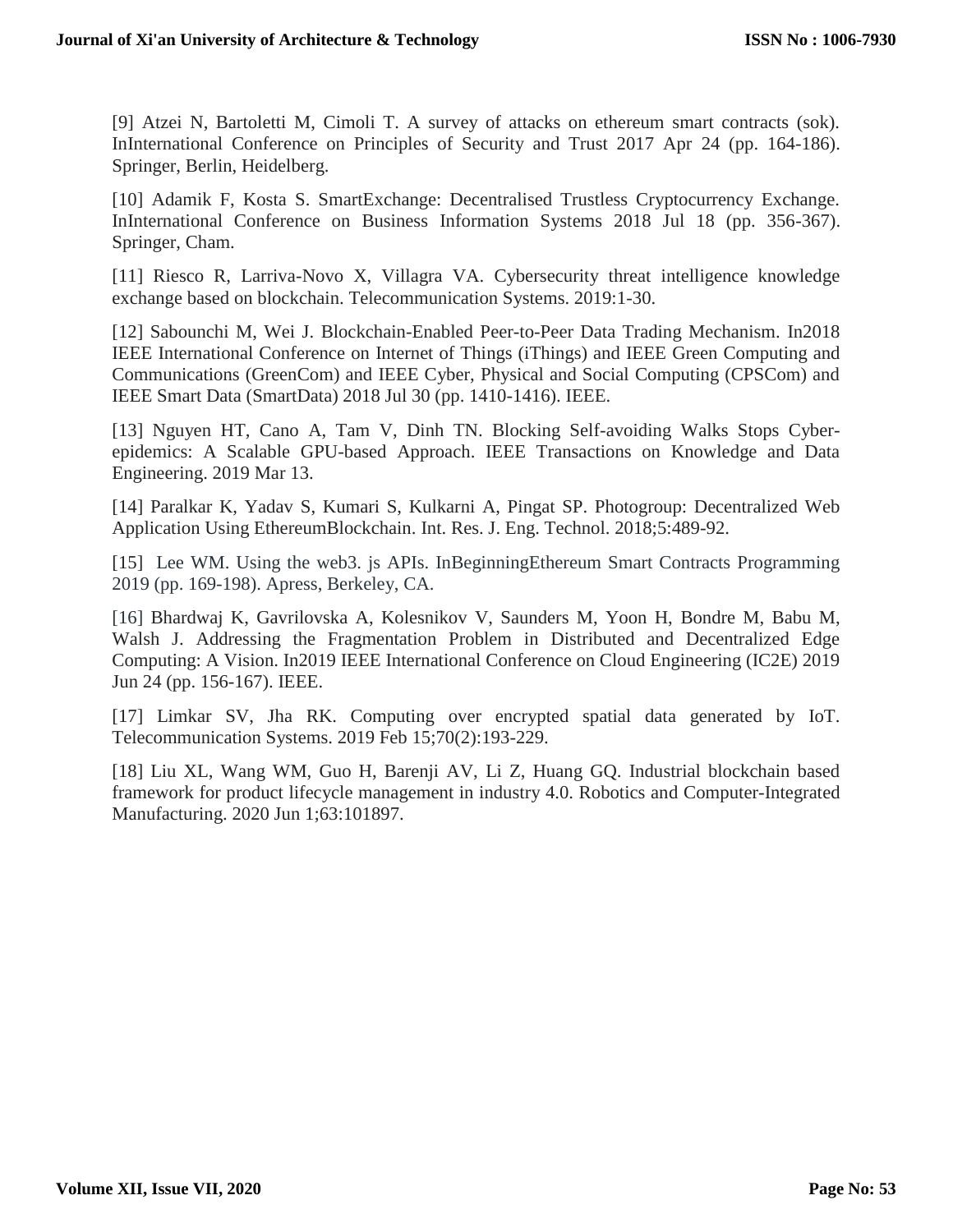[9] Atzei N, Bartoletti M, Cimoli T. A survey of attacks on ethereum smart contracts (sok). InInternational Conference on Principles of Security and Trust 2017 Apr 24 (pp. 164-186). Springer, Berlin, Heidelberg.

[10] Adamik F, Kosta S. SmartExchange: Decentralised Trustless Cryptocurrency Exchange. InInternational Conference on Business Information Systems 2018 Jul 18 (pp. 356-367). Springer, Cham.

[11] Riesco R, Larriva-Novo X, Villagra VA. Cybersecurity threat intelligence knowledge exchange based on blockchain. Telecommunication Systems. 2019:1-30.

[12] Sabounchi M, Wei J. Blockchain-Enabled Peer-to-Peer Data Trading Mechanism. In2018 IEEE International Conference on Internet of Things (iThings) and IEEE Green Computing and Communications (GreenCom) and IEEE Cyber, Physical and Social Computing (CPSCom) and IEEE Smart Data (SmartData) 2018 Jul 30 (pp. 1410-1416). IEEE.

[13] Nguyen HT, Cano A, Tam V, Dinh TN. Blocking Self-avoiding Walks Stops Cyber-epidemics: A Scalable GPU-based Approach. IEEE Transactions on Knowledge and Data Engineering. 2019 Mar 13.

[14] Paralkar K, Yadav S, Kumari S, Kulkarni A, Pingat SP. Photogroup: Decentralized Web Application Using EthereumBlockchain. Int. Res. J. Eng. Technol. 2018;5:489-92.

[15] Lee WM. Using the web3. js APIs. InBeginningEthereum Smart Contracts Programming 2019 (pp. 169-198). Apress, Berkeley, CA.

[16] Bhardwaj K, Gavrilovska A, Kolesnikov V, Saunders M, Yoon H, Bondre M, Babu M, Walsh J. Addressing the Fragmentation Problem in Distributed and Decentralized Edge Computing: A Vision. In2019 IEEE International Conference on Cloud Engineering (IC2E) 2019 Jun 24 (pp. 156-167). IEEE.

[17] Limkar SV, Jha RK. Computing over encrypted spatial data generated by IoT. Telecommunication Systems. 2019 Feb 15;70(2):193-229.

[18] Liu XL, Wang WM, Guo H, Barenji AV, Li Z, Huang GQ. Industrial blockchain based framework for product lifecycle management in industry 4.0. Robotics and Computer-Integrated Manufacturing. 2020 Jun 1;63:101897.